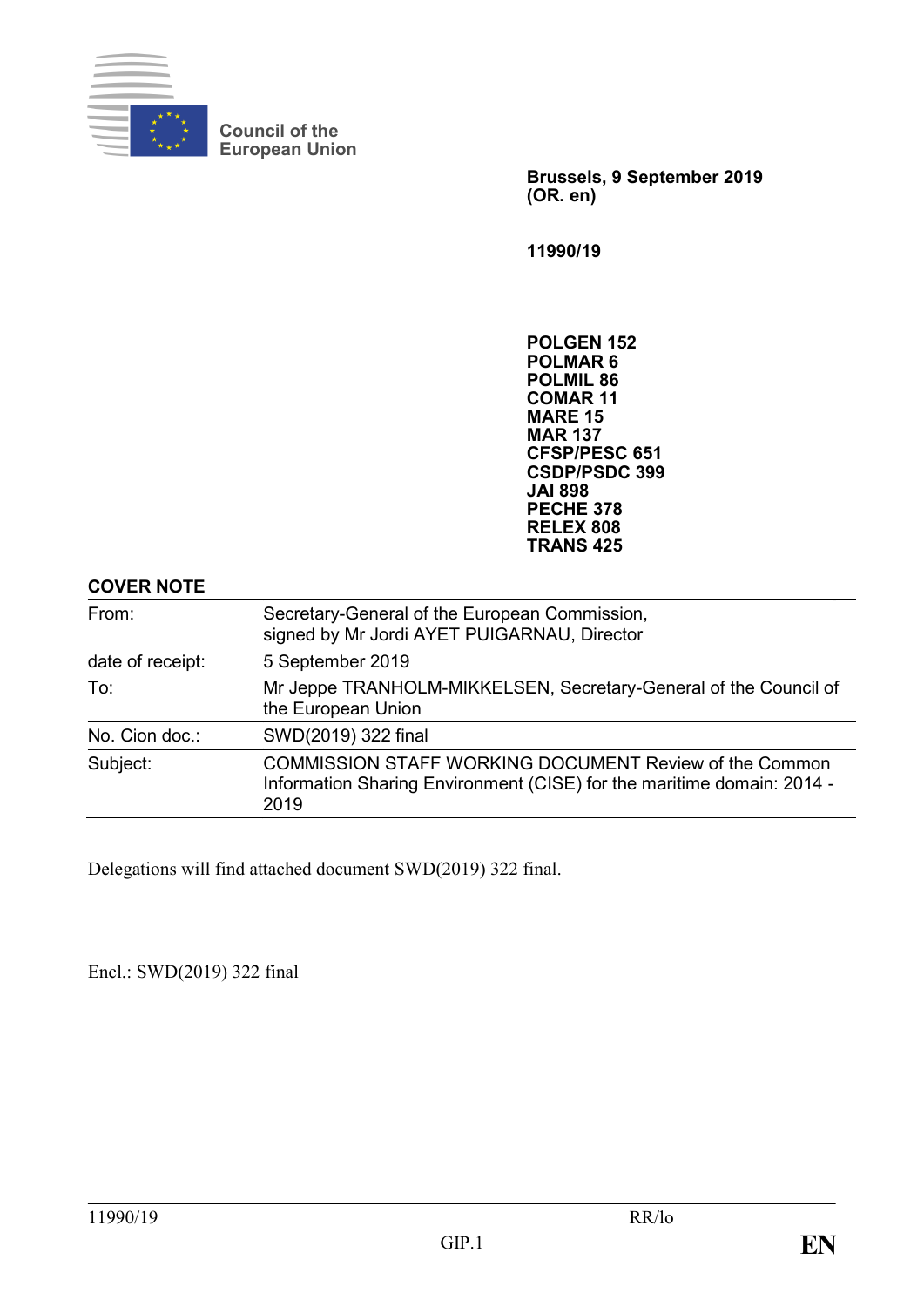Council of the European Union

**Brussels, 9 September 2019 (OR. en)**

**11990/19**

**POLGEN 152**
**POLMAR 6**
**POLMIL 86**
**COMAR 11**
**MARE 15**
**MAR 137**
**CFSP/PESC 651**
**CSDP/PSDC 399**
**JAI 898**
**PECHE 378**
**RELEX 808**
**TRANS 425**

**COVER NOTE**

| | |
|---|---|
| From: | Secretary-General of the European Commission, signed by Mr Jordi AYET PUIGARNAU, Director |
| date of receipt: | 5 September 2019 |
| To: | Mr Jeppe TRANHOLM-MIKKELSEN, Secretary-General of the Council of the European Union |
| No. Cion doc.: | SWD(2019) 322 final |
| Subject: | COMMISSION STAFF WORKING DOCUMENT Review of the Common Information Sharing Environment (CISE) for the maritime domain: 2014 - 2019 |

Delegations will find attached document SWD(2019) 322 final.

---

Encl.: SWD(2019) 322 final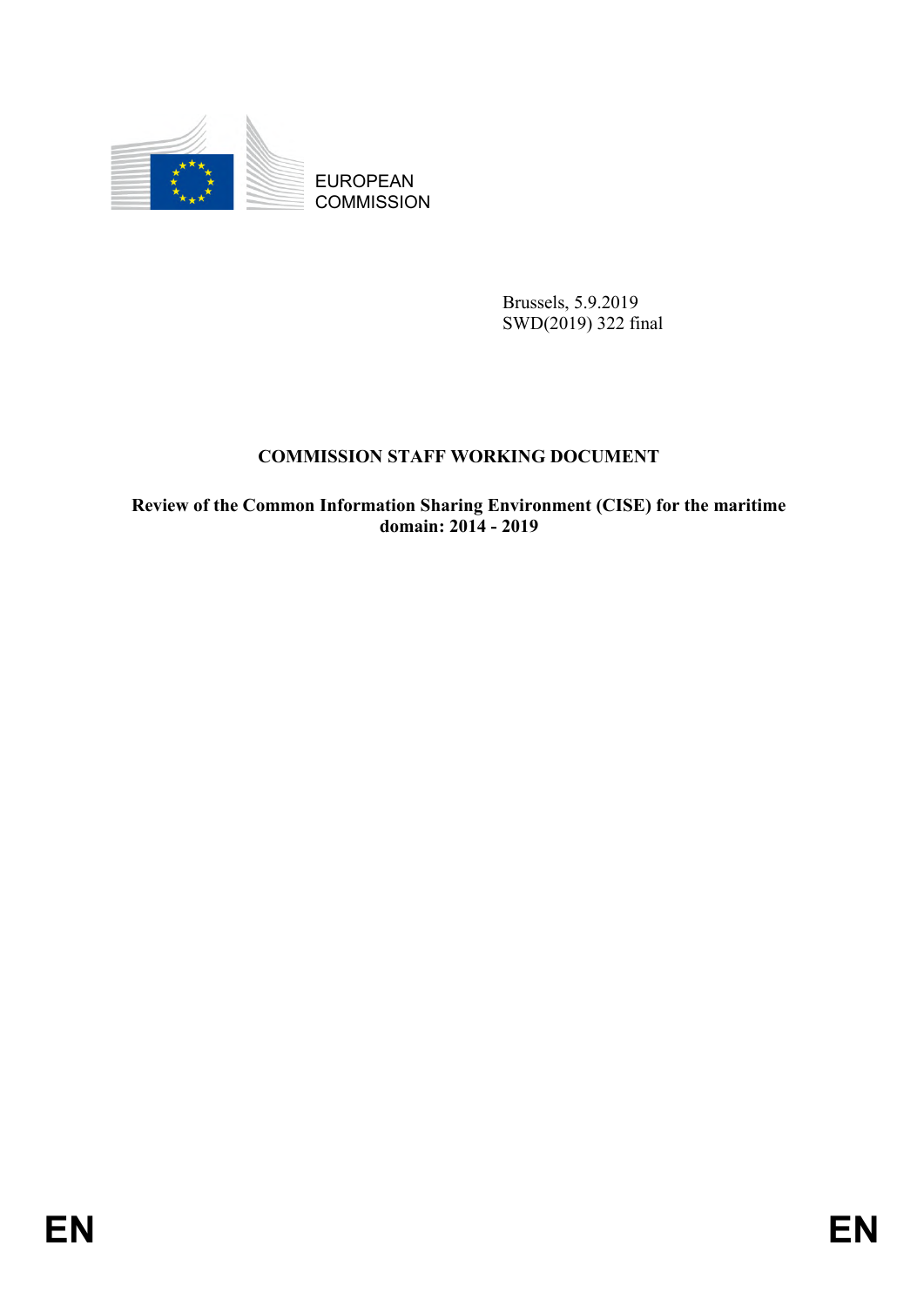EUROPEAN COMMISSION

Brussels, 5.9.2019
SWD(2019) 322 final

**COMMISSION STAFF WORKING DOCUMENT**

**Review of the Common Information Sharing Environment (CISE) for the maritime domain: 2014 - 2019**

EN EN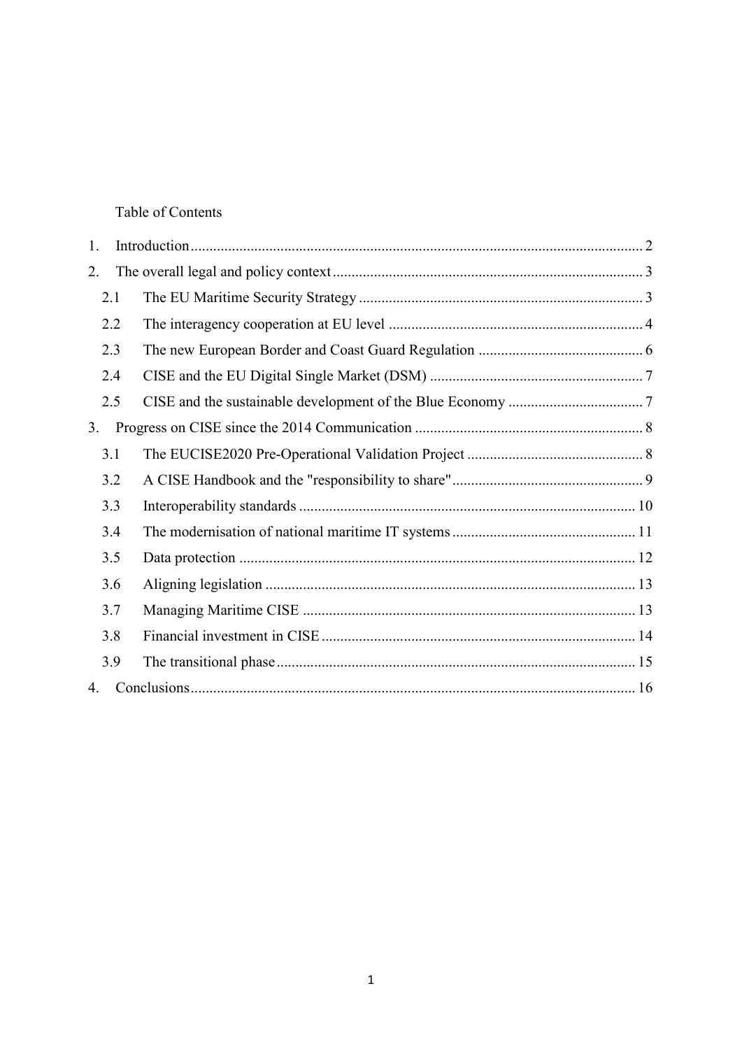Table of Contents

1. Introduction ........ 2
2. The overall legal and policy context ........ 3
   - 2.1 The EU Maritime Security Strategy ........ 3
   - 2.2 The interagency cooperation at EU level ........ 4
   - 2.3 The new European Border and Coast Guard Regulation ........ 6
   - 2.4 CISE and the EU Digital Single Market (DSM) ........ 7
   - 2.5 CISE and the sustainable development of the Blue Economy ........ 7
3. Progress on CISE since the 2014 Communication ........ 8
   - 3.1 The EUCISE2020 Pre-Operational Validation Project ........ 8
   - 3.2 A CISE Handbook and the "responsibility to share" ........ 9
   - 3.3 Interoperability standards ........ 10
   - 3.4 The modernisation of national maritime IT systems ........ 11
   - 3.5 Data protection ........ 12
   - 3.6 Aligning legislation ........ 13
   - 3.7 Managing Maritime CISE ........ 13
   - 3.8 Financial investment in CISE ........ 14
   - 3.9 The transitional phase ........ 15
4. Conclusions ........ 16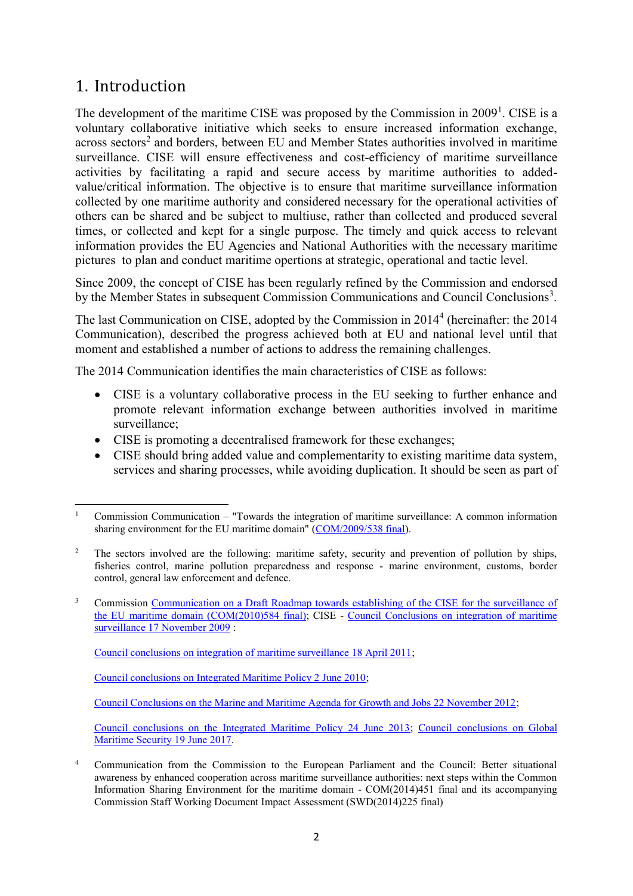# 1. Introduction

The development of the maritime CISE was proposed by the Commission in 2009[1]. CISE is a voluntary collaborative initiative which seeks to ensure increased information exchange, across sectors[2] and borders, between EU and Member States authorities involved in maritime surveillance. CISE will ensure effectiveness and cost-efficiency of maritime surveillance activities by facilitating a rapid and secure access by maritime authorities to added-value/critical information. The objective is to ensure that maritime surveillance information collected by one maritime authority and considered necessary for the operational activities of others can be shared and be subject to multiuse, rather than collected and produced several times, or collected and kept for a single purpose. The timely and quick access to relevant information provides the EU Agencies and National Authorities with the necessary maritime pictures to plan and conduct maritime opertions at strategic, operational and tactic level.

Since 2009, the concept of CISE has been regularly refined by the Commission and endorsed by the Member States in subsequent Commission Communications and Council Conclusions[3].

The last Communication on CISE, adopted by the Commission in 2014[4] (hereinafter: the 2014 Communication), described the progress achieved both at EU and national level until that moment and established a number of actions to address the remaining challenges.

The 2014 Communication identifies the main characteristics of CISE as follows:

- CISE is a voluntary collaborative process in the EU seeking to further enhance and promote relevant information exchange between authorities involved in maritime surveillance;
- CISE is promoting a decentralised framework for these exchanges;
- CISE should bring added value and complementarity to existing maritime data system, services and sharing processes, while avoiding duplication. It should be seen as part of

---

[1] Commission Communication – "Towards the integration of maritime surveillance: A common information sharing environment for the EU maritime domain" (COM/2009/538 final).

[2] The sectors involved are the following: maritime safety, security and prevention of pollution by ships, fisheries control, marine pollution preparedness and response - marine environment, customs, border control, general law enforcement and defence.

[3] Commission Communication on a Draft Roadmap towards establishing of the CISE for the surveillance of the EU maritime domain (COM(2010)584 final); CISE - Council Conclusions on integration of maritime surveillance 17 November 2009 :

Council conclusions on integration of maritime surveillance 18 April 2011;

Council conclusions on Integrated Maritime Policy 2 June 2010;

Council Conclusions on the Marine and Maritime Agenda for Growth and Jobs 22 November 2012;

Council conclusions on the Integrated Maritime Policy 24 June 2013; Council conclusions on Global Maritime Security 19 June 2017.

[4] Communication from the Commission to the European Parliament and the Council: Better situational awareness by enhanced cooperation across maritime surveillance authorities: next steps within the Common Information Sharing Environment for the maritime domain - COM(2014)451 final and its accompanying Commission Staff Working Document Impact Assessment (SWD(2014)225 final)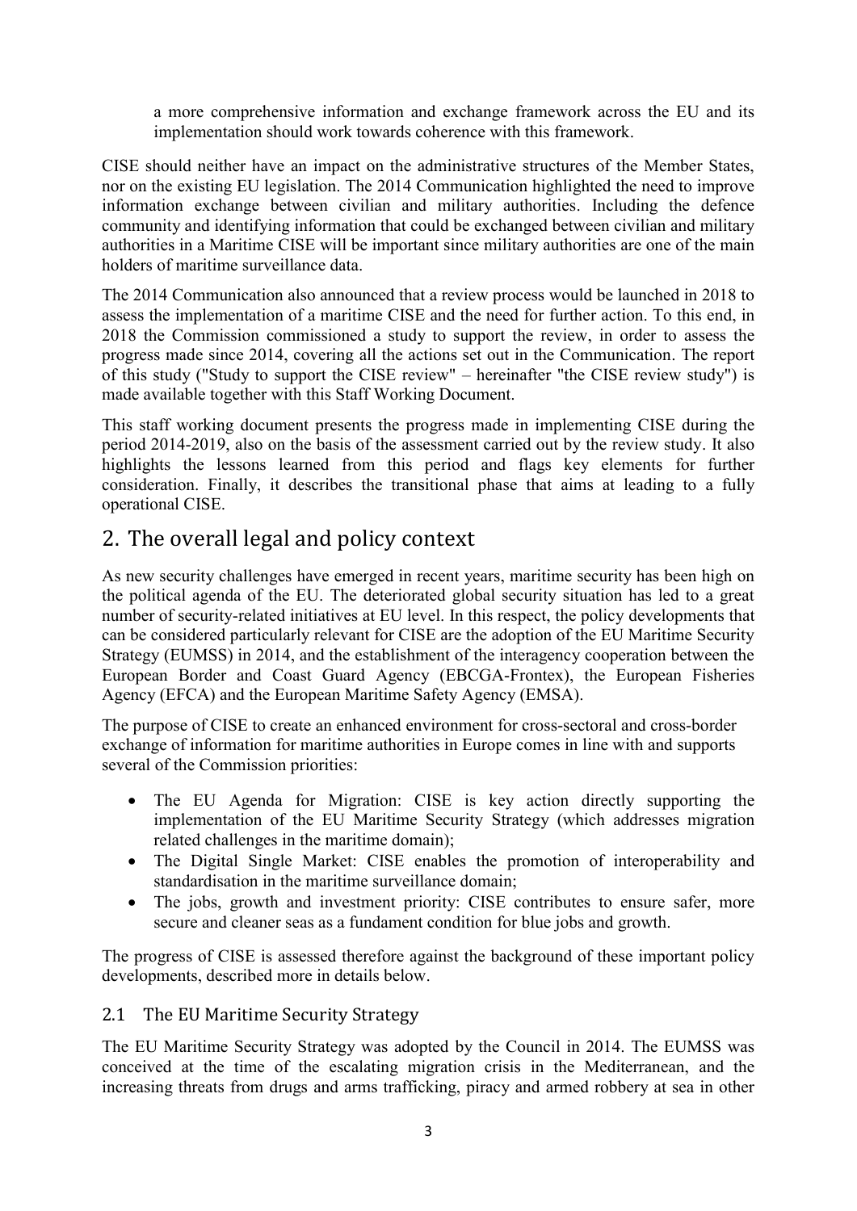a more comprehensive information and exchange framework across the EU and its implementation should work towards coherence with this framework.

CISE should neither have an impact on the administrative structures of the Member States, nor on the existing EU legislation. The 2014 Communication highlighted the need to improve information exchange between civilian and military authorities. Including the defence community and identifying information that could be exchanged between civilian and military authorities in a Maritime CISE will be important since military authorities are one of the main holders of maritime surveillance data.

The 2014 Communication also announced that a review process would be launched in 2018 to assess the implementation of a maritime CISE and the need for further action. To this end, in 2018 the Commission commissioned a study to support the review, in order to assess the progress made since 2014, covering all the actions set out in the Communication. The report of this study ("Study to support the CISE review" – hereinafter "the CISE review study") is made available together with this Staff Working Document.

This staff working document presents the progress made in implementing CISE during the period 2014-2019, also on the basis of the assessment carried out by the review study. It also highlights the lessons learned from this period and flags key elements for further consideration. Finally, it describes the transitional phase that aims at leading to a fully operational CISE.

# 2. The overall legal and policy context

As new security challenges have emerged in recent years, maritime security has been high on the political agenda of the EU. The deteriorated global security situation has led to a great number of security-related initiatives at EU level. In this respect, the policy developments that can be considered particularly relevant for CISE are the adoption of the EU Maritime Security Strategy (EUMSS) in 2014, and the establishment of the interagency cooperation between the European Border and Coast Guard Agency (EBCGA-Frontex), the European Fisheries Agency (EFCA) and the European Maritime Safety Agency (EMSA).

The purpose of CISE to create an enhanced environment for cross-sectoral and cross-border exchange of information for maritime authorities in Europe comes in line with and supports several of the Commission priorities:

- The EU Agenda for Migration: CISE is key action directly supporting the implementation of the EU Maritime Security Strategy (which addresses migration related challenges in the maritime domain);
- The Digital Single Market: CISE enables the promotion of interoperability and standardisation in the maritime surveillance domain;
- The jobs, growth and investment priority: CISE contributes to ensure safer, more secure and cleaner seas as a fundament condition for blue jobs and growth.

The progress of CISE is assessed therefore against the background of these important policy developments, described more in details below.

## 2.1 The EU Maritime Security Strategy

The EU Maritime Security Strategy was adopted by the Council in 2014. The EUMSS was conceived at the time of the escalating migration crisis in the Mediterranean, and the increasing threats from drugs and arms trafficking, piracy and armed robbery at sea in other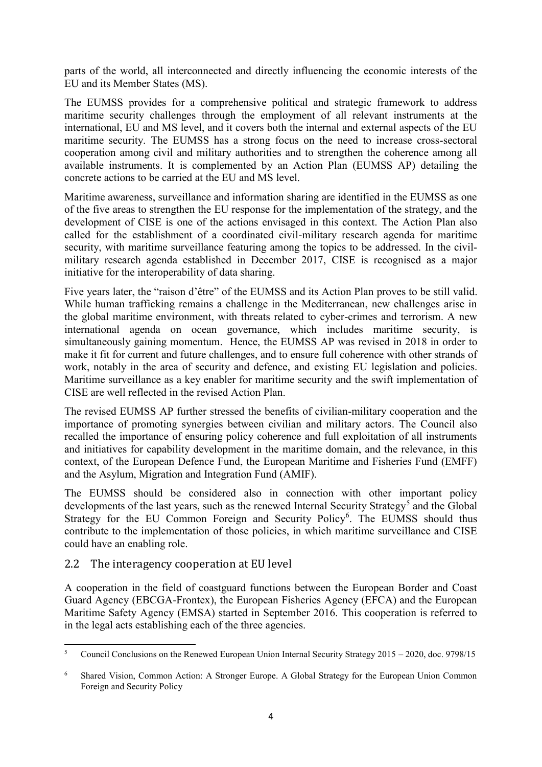parts of the world, all interconnected and directly influencing the economic interests of the EU and its Member States (MS).

The EUMSS provides for a comprehensive political and strategic framework to address maritime security challenges through the employment of all relevant instruments at the international, EU and MS level, and it covers both the internal and external aspects of the EU maritime security. The EUMSS has a strong focus on the need to increase cross-sectoral cooperation among civil and military authorities and to strengthen the coherence among all available instruments. It is complemented by an Action Plan (EUMSS AP) detailing the concrete actions to be carried at the EU and MS level.

Maritime awareness, surveillance and information sharing are identified in the EUMSS as one of the five areas to strengthen the EU response for the implementation of the strategy, and the development of CISE is one of the actions envisaged in this context. The Action Plan also called for the establishment of a coordinated civil-military research agenda for maritime security, with maritime surveillance featuring among the topics to be addressed. In the civil-military research agenda established in December 2017, CISE is recognised as a major initiative for the interoperability of data sharing.

Five years later, the "raison d'être" of the EUMSS and its Action Plan proves to be still valid. While human trafficking remains a challenge in the Mediterranean, new challenges arise in the global maritime environment, with threats related to cyber-crimes and terrorism. A new international agenda on ocean governance, which includes maritime security, is simultaneously gaining momentum. Hence, the EUMSS AP was revised in 2018 in order to make it fit for current and future challenges, and to ensure full coherence with other strands of work, notably in the area of security and defence, and existing EU legislation and policies. Maritime surveillance as a key enabler for maritime security and the swift implementation of CISE are well reflected in the revised Action Plan.

The revised EUMSS AP further stressed the benefits of civilian-military cooperation and the importance of promoting synergies between civilian and military actors. The Council also recalled the importance of ensuring policy coherence and full exploitation of all instruments and initiatives for capability development in the maritime domain, and the relevance, in this context, of the European Defence Fund, the European Maritime and Fisheries Fund (EMFF) and the Asylum, Migration and Integration Fund (AMIF).

The EUMSS should be considered also in connection with other important policy developments of the last years, such as the renewed Internal Security Strategy[5] and the Global Strategy for the EU Common Foreign and Security Policy[6]. The EUMSS should thus contribute to the implementation of those policies, in which maritime surveillance and CISE could have an enabling role.

## 2.2 The interagency cooperation at EU level

A cooperation in the field of coastguard functions between the European Border and Coast Guard Agency (EBCGA-Frontex), the European Fisheries Agency (EFCA) and the European Maritime Safety Agency (EMSA) started in September 2016. This cooperation is referred to in the legal acts establishing each of the three agencies.

---

[5] Council Conclusions on the Renewed European Union Internal Security Strategy 2015 – 2020, doc. 9798/15

[6] Shared Vision, Common Action: A Stronger Europe. A Global Strategy for the European Union Common Foreign and Security Policy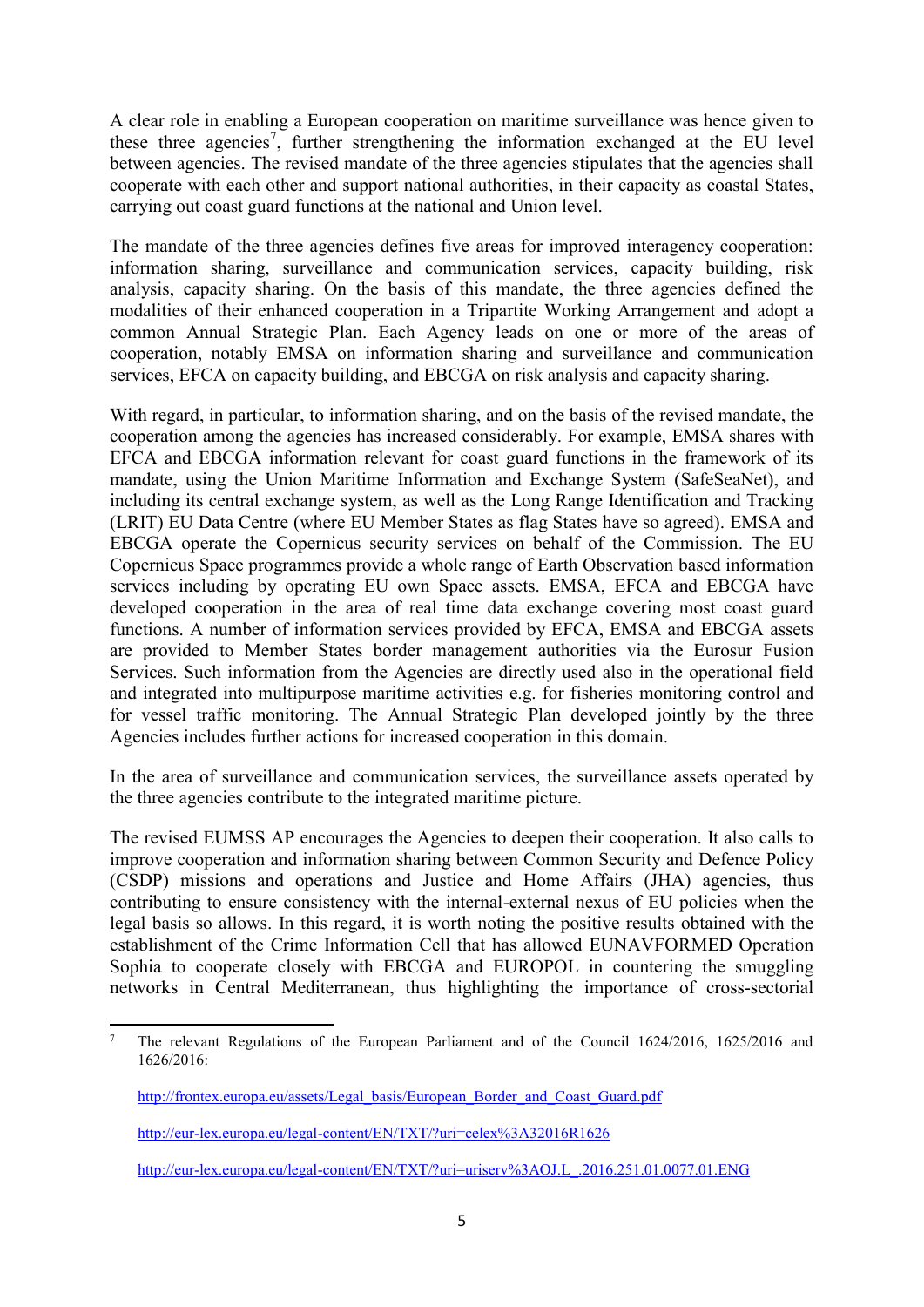A clear role in enabling a European cooperation on maritime surveillance was hence given to these three agencies[7], further strengthening the information exchanged at the EU level between agencies. The revised mandate of the three agencies stipulates that the agencies shall cooperate with each other and support national authorities, in their capacity as coastal States, carrying out coast guard functions at the national and Union level.

The mandate of the three agencies defines five areas for improved interagency cooperation: information sharing, surveillance and communication services, capacity building, risk analysis, capacity sharing. On the basis of this mandate, the three agencies defined the modalities of their enhanced cooperation in a Tripartite Working Arrangement and adopt a common Annual Strategic Plan. Each Agency leads on one or more of the areas of cooperation, notably EMSA on information sharing and surveillance and communication services, EFCA on capacity building, and EBCGA on risk analysis and capacity sharing.

With regard, in particular, to information sharing, and on the basis of the revised mandate, the cooperation among the agencies has increased considerably. For example, EMSA shares with EFCA and EBCGA information relevant for coast guard functions in the framework of its mandate, using the Union Maritime Information and Exchange System (SafeSeaNet), and including its central exchange system, as well as the Long Range Identification and Tracking (LRIT) EU Data Centre (where EU Member States as flag States have so agreed). EMSA and EBCGA operate the Copernicus security services on behalf of the Commission. The EU Copernicus Space programmes provide a whole range of Earth Observation based information services including by operating EU own Space assets. EMSA, EFCA and EBCGA have developed cooperation in the area of real time data exchange covering most coast guard functions. A number of information services provided by EFCA, EMSA and EBCGA assets are provided to Member States border management authorities via the Eurosur Fusion Services. Such information from the Agencies are directly used also in the operational field and integrated into multipurpose maritime activities e.g. for fisheries monitoring control and for vessel traffic monitoring. The Annual Strategic Plan developed jointly by the three Agencies includes further actions for increased cooperation in this domain.

In the area of surveillance and communication services, the surveillance assets operated by the three agencies contribute to the integrated maritime picture.

The revised EUMSS AP encourages the Agencies to deepen their cooperation. It also calls to improve cooperation and information sharing between Common Security and Defence Policy (CSDP) missions and operations and Justice and Home Affairs (JHA) agencies, thus contributing to ensure consistency with the internal-external nexus of EU policies when the legal basis so allows. In this regard, it is worth noting the positive results obtained with the establishment of the Crime Information Cell that has allowed EUNAVFORMED Operation Sophia to cooperate closely with EBCGA and EUROPOL in countering the smuggling networks in Central Mediterranean, thus highlighting the importance of cross-sectorial

[7] The relevant Regulations of the European Parliament and of the Council 1624/2016, 1625/2016 and 1626/2016:

http://frontex.europa.eu/assets/Legal_basis/European_Border_and_Coast_Guard.pdf

http://eur-lex.europa.eu/legal-content/EN/TXT/?uri=celex%3A32016R1626

http://eur-lex.europa.eu/legal-content/EN/TXT/?uri=uriserv%3AOJ.L_.2016.251.01.0077.01.ENG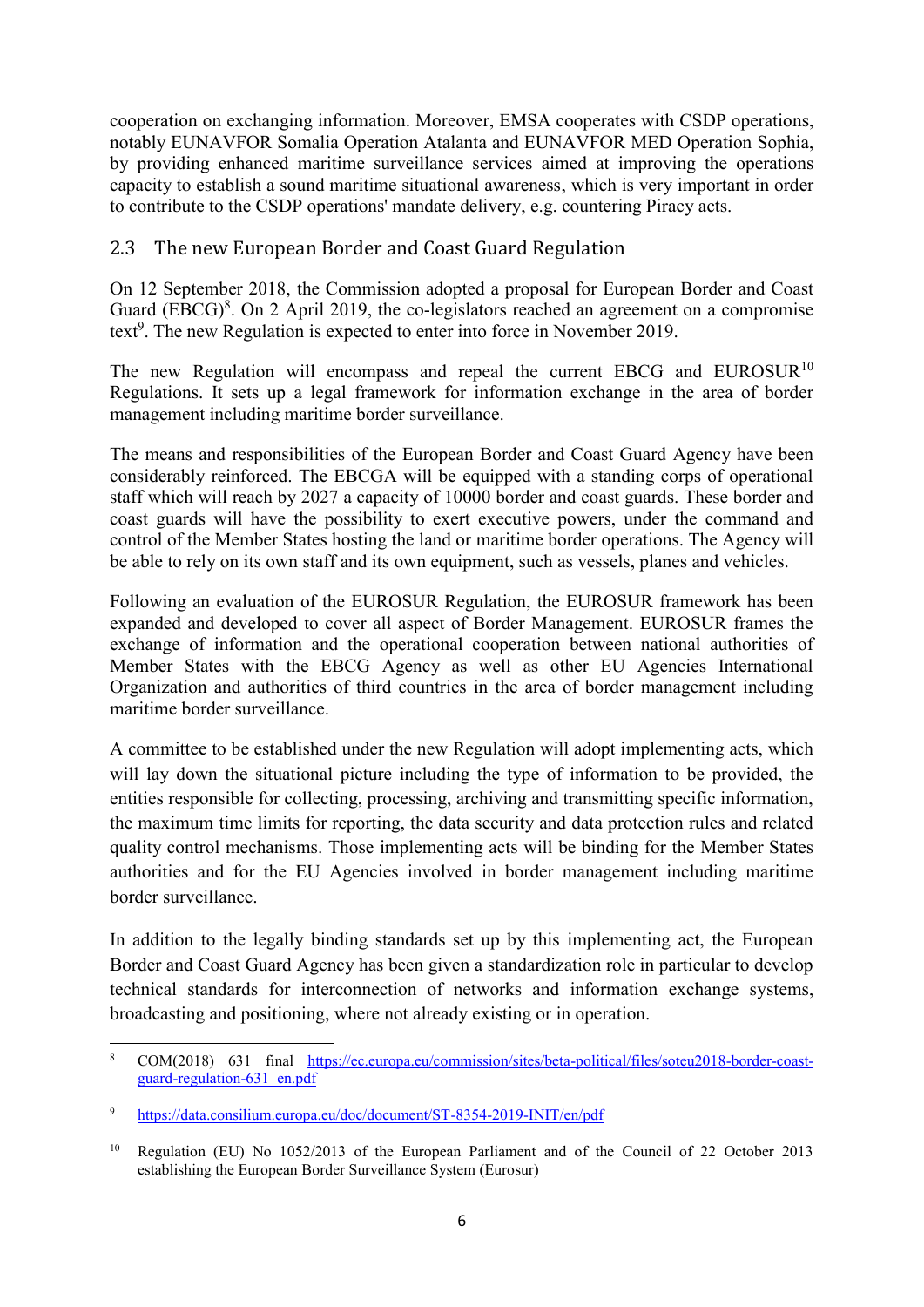cooperation on exchanging information. Moreover, EMSA cooperates with CSDP operations, notably EUNAVFOR Somalia Operation Atalanta and EUNAVFOR MED Operation Sophia, by providing enhanced maritime surveillance services aimed at improving the operations capacity to establish a sound maritime situational awareness, which is very important in order to contribute to the CSDP operations' mandate delivery, e.g. countering Piracy acts.

## 2.3 The new European Border and Coast Guard Regulation

On 12 September 2018, the Commission adopted a proposal for European Border and Coast Guard (EBCG)[8]. On 2 April 2019, the co-legislators reached an agreement on a compromise text[9]. The new Regulation is expected to enter into force in November 2019.

The new Regulation will encompass and repeal the current EBCG and EUROSUR[10] Regulations. It sets up a legal framework for information exchange in the area of border management including maritime border surveillance.

The means and responsibilities of the European Border and Coast Guard Agency have been considerably reinforced. The EBCGA will be equipped with a standing corps of operational staff which will reach by 2027 a capacity of 10000 border and coast guards. These border and coast guards will have the possibility to exert executive powers, under the command and control of the Member States hosting the land or maritime border operations. The Agency will be able to rely on its own staff and its own equipment, such as vessels, planes and vehicles.

Following an evaluation of the EUROSUR Regulation, the EUROSUR framework has been expanded and developed to cover all aspect of Border Management. EUROSUR frames the exchange of information and the operational cooperation between national authorities of Member States with the EBCG Agency as well as other EU Agencies International Organization and authorities of third countries in the area of border management including maritime border surveillance.

A committee to be established under the new Regulation will adopt implementing acts, which will lay down the situational picture including the type of information to be provided, the entities responsible for collecting, processing, archiving and transmitting specific information, the maximum time limits for reporting, the data security and data protection rules and related quality control mechanisms. Those implementing acts will be binding for the Member States authorities and for the EU Agencies involved in border management including maritime border surveillance.

In addition to the legally binding standards set up by this implementing act, the European Border and Coast Guard Agency has been given a standardization role in particular to develop technical standards for interconnection of networks and information exchange systems, broadcasting and positioning, where not already existing or in operation.

---

[8] COM(2018) 631 final https://ec.europa.eu/commission/sites/beta-political/files/soteu2018-border-coast-guard-regulation-631_en.pdf

[9] https://data.consilium.europa.eu/doc/document/ST-8354-2019-INIT/en/pdf

[10] Regulation (EU) No 1052/2013 of the European Parliament and of the Council of 22 October 2013 establishing the European Border Surveillance System (Eurosur)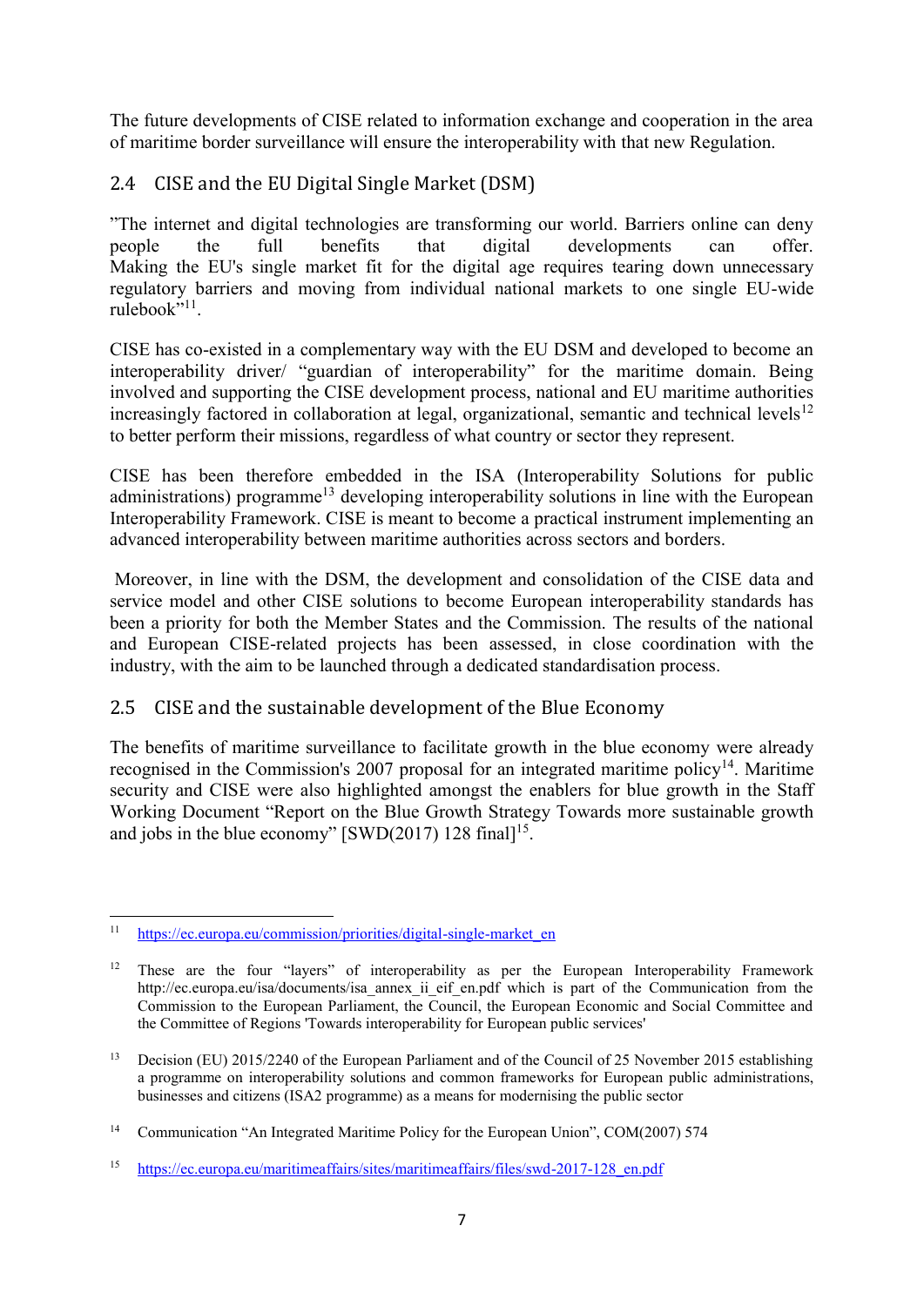The future developments of CISE related to information exchange and cooperation in the area of maritime border surveillance will ensure the interoperability with that new Regulation.

## 2.4 CISE and the EU Digital Single Market (DSM)

"The internet and digital technologies are transforming our world. Barriers online can deny people the full benefits that digital developments can offer. Making the EU's single market fit for the digital age requires tearing down unnecessary regulatory barriers and moving from individual national markets to one single EU-wide rulebook"[11].

CISE has co-existed in a complementary way with the EU DSM and developed to become an interoperability driver/ "guardian of interoperability" for the maritime domain. Being involved and supporting the CISE development process, national and EU maritime authorities increasingly factored in collaboration at legal, organizational, semantic and technical levels[12] to better perform their missions, regardless of what country or sector they represent.

CISE has been therefore embedded in the ISA (Interoperability Solutions for public administrations) programme[13] developing interoperability solutions in line with the European Interoperability Framework. CISE is meant to become a practical instrument implementing an advanced interoperability between maritime authorities across sectors and borders.

Moreover, in line with the DSM, the development and consolidation of the CISE data and service model and other CISE solutions to become European interoperability standards has been a priority for both the Member States and the Commission. The results of the national and European CISE-related projects has been assessed, in close coordination with the industry, with the aim to be launched through a dedicated standardisation process.

## 2.5 CISE and the sustainable development of the Blue Economy

The benefits of maritime surveillance to facilitate growth in the blue economy were already recognised in the Commission's 2007 proposal for an integrated maritime policy[14]. Maritime security and CISE were also highlighted amongst the enablers for blue growth in the Staff Working Document "Report on the Blue Growth Strategy Towards more sustainable growth and jobs in the blue economy" [SWD(2017) 128 final][15].

---

[11] https://ec.europa.eu/commission/priorities/digital-single-market_en

[12] These are the four "layers" of interoperability as per the European Interoperability Framework http://ec.europa.eu/isa/documents/isa_annex_ii_eif_en.pdf which is part of the Communication from the Commission to the European Parliament, the Council, the European Economic and Social Committee and the Committee of Regions 'Towards interoperability for European public services'

[13] Decision (EU) 2015/2240 of the European Parliament and of the Council of 25 November 2015 establishing a programme on interoperability solutions and common frameworks for European public administrations, businesses and citizens (ISA2 programme) as a means for modernising the public sector

[14] Communication "An Integrated Maritime Policy for the European Union", COM(2007) 574

[15] https://ec.europa.eu/maritimeaffairs/sites/maritimeaffairs/files/swd-2017-128_en.pdf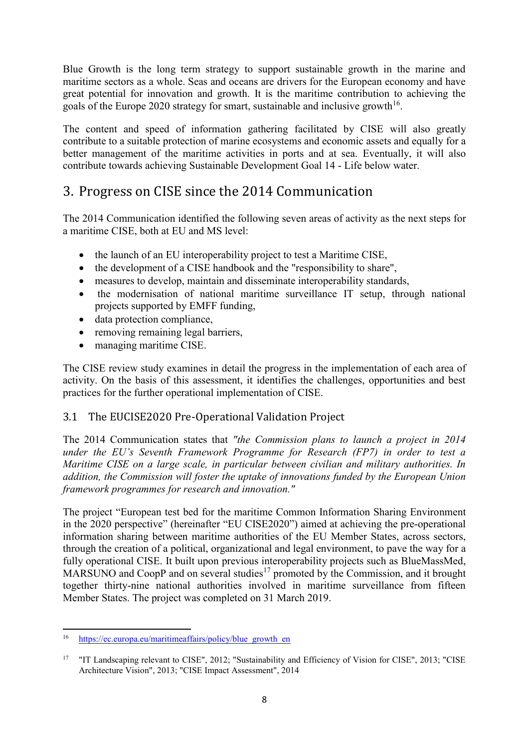Blue Growth is the long term strategy to support sustainable growth in the marine and maritime sectors as a whole. Seas and oceans are drivers for the European economy and have great potential for innovation and growth. It is the maritime contribution to achieving the goals of the Europe 2020 strategy for smart, sustainable and inclusive growth[16].

The content and speed of information gathering facilitated by CISE will also greatly contribute to a suitable protection of marine ecosystems and economic assets and equally for a better management of the maritime activities in ports and at sea. Eventually, it will also contribute towards achieving Sustainable Development Goal 14 - Life below water.

# 3. Progress on CISE since the 2014 Communication

The 2014 Communication identified the following seven areas of activity as the next steps for a maritime CISE, both at EU and MS level:

- the launch of an EU interoperability project to test a Maritime CISE,
- the development of a CISE handbook and the "responsibility to share",
- measures to develop, maintain and disseminate interoperability standards,
- the modernisation of national maritime surveillance IT setup, through national projects supported by EMFF funding,
- data protection compliance,
- removing remaining legal barriers,
- managing maritime CISE.

The CISE review study examines in detail the progress in the implementation of each area of activity. On the basis of this assessment, it identifies the challenges, opportunities and best practices for the further operational implementation of CISE.

## 3.1 The EUCISE2020 Pre-Operational Validation Project

The 2014 Communication states that *"the Commission plans to launch a project in 2014 under the EU's Seventh Framework Programme for Research (FP7) in order to test a Maritime CISE on a large scale, in particular between civilian and military authorities. In addition, the Commission will foster the uptake of innovations funded by the European Union framework programmes for research and innovation."*

The project "European test bed for the maritime Common Information Sharing Environment in the 2020 perspective" (hereinafter "EU CISE2020") aimed at achieving the pre-operational information sharing between maritime authorities of the EU Member States, across sectors, through the creation of a political, organizational and legal environment, to pave the way for a fully operational CISE. It built upon previous interoperability projects such as BlueMassMed, MARSUNO and CoopP and on several studies[17] promoted by the Commission, and it brought together thirty-nine national authorities involved in maritime surveillance from fifteen Member States. The project was completed on 31 March 2019.

---

[16] https://ec.europa.eu/maritimeaffairs/policy/blue_growth_en

[17] "IT Landscaping relevant to CISE", 2012; "Sustainability and Efficiency of Vision for CISE", 2013; "CISE Architecture Vision", 2013; "CISE Impact Assessment", 2014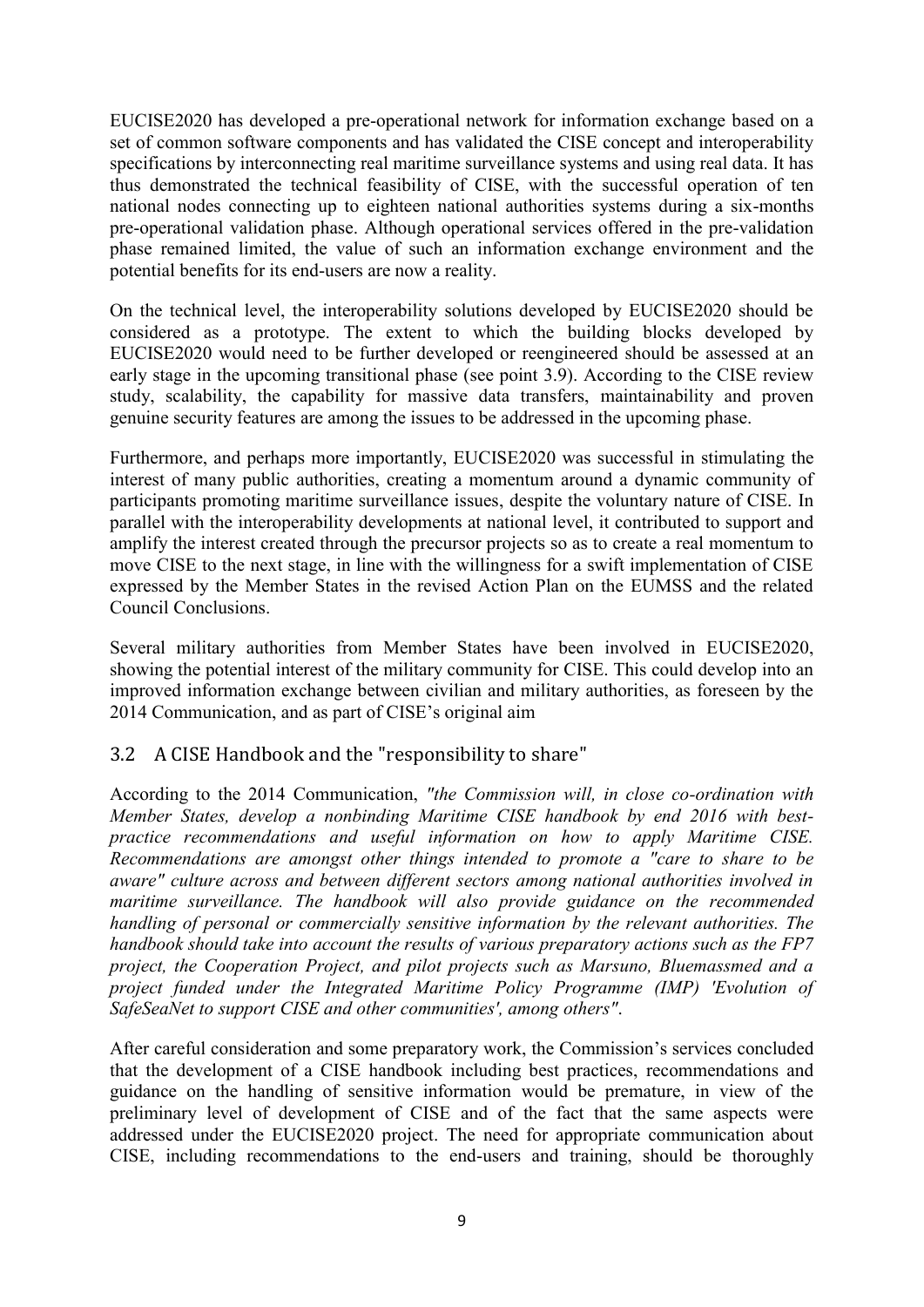EUCISE2020 has developed a pre-operational network for information exchange based on a set of common software components and has validated the CISE concept and interoperability specifications by interconnecting real maritime surveillance systems and using real data. It has thus demonstrated the technical feasibility of CISE, with the successful operation of ten national nodes connecting up to eighteen national authorities systems during a six-months pre-operational validation phase. Although operational services offered in the pre-validation phase remained limited, the value of such an information exchange environment and the potential benefits for its end-users are now a reality.

On the technical level, the interoperability solutions developed by EUCISE2020 should be considered as a prototype. The extent to which the building blocks developed by EUCISE2020 would need to be further developed or reengineered should be assessed at an early stage in the upcoming transitional phase (see point 3.9). According to the CISE review study, scalability, the capability for massive data transfers, maintainability and proven genuine security features are among the issues to be addressed in the upcoming phase.

Furthermore, and perhaps more importantly, EUCISE2020 was successful in stimulating the interest of many public authorities, creating a momentum around a dynamic community of participants promoting maritime surveillance issues, despite the voluntary nature of CISE. In parallel with the interoperability developments at national level, it contributed to support and amplify the interest created through the precursor projects so as to create a real momentum to move CISE to the next stage, in line with the willingness for a swift implementation of CISE expressed by the Member States in the revised Action Plan on the EUMSS and the related Council Conclusions.

Several military authorities from Member States have been involved in EUCISE2020, showing the potential interest of the military community for CISE. This could develop into an improved information exchange between civilian and military authorities, as foreseen by the 2014 Communication, and as part of CISE's original aim

## 3.2 A CISE Handbook and the "responsibility to share"

According to the 2014 Communication, *"the Commission will, in close co-ordination with Member States, develop a nonbinding Maritime CISE handbook by end 2016 with best-practice recommendations and useful information on how to apply Maritime CISE. Recommendations are amongst other things intended to promote a "care to share to be aware" culture across and between different sectors among national authorities involved in maritime surveillance. The handbook will also provide guidance on the recommended handling of personal or commercially sensitive information by the relevant authorities. The handbook should take into account the results of various preparatory actions such as the FP7 project, the Cooperation Project, and pilot projects such as Marsuno, Bluemassmed and a project funded under the Integrated Maritime Policy Programme (IMP) 'Evolution of SafeSeaNet to support CISE and other communities', among others"*.

After careful consideration and some preparatory work, the Commission's services concluded that the development of a CISE handbook including best practices, recommendations and guidance on the handling of sensitive information would be premature, in view of the preliminary level of development of CISE and of the fact that the same aspects were addressed under the EUCISE2020 project. The need for appropriate communication about CISE, including recommendations to the end-users and training, should be thoroughly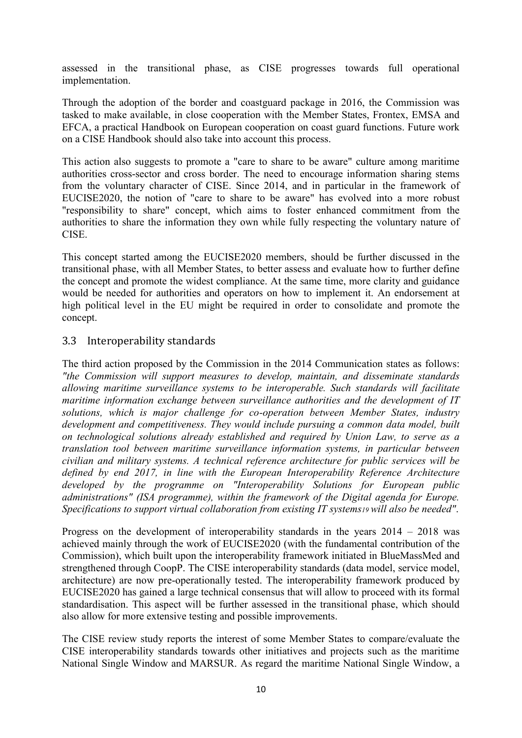assessed in the transitional phase, as CISE progresses towards full operational implementation.

Through the adoption of the border and coastguard package in 2016, the Commission was tasked to make available, in close cooperation with the Member States, Frontex, EMSA and EFCA, a practical Handbook on European cooperation on coast guard functions. Future work on a CISE Handbook should also take into account this process.

This action also suggests to promote a "care to share to be aware" culture among maritime authorities cross-sector and cross border. The need to encourage information sharing stems from the voluntary character of CISE. Since 2014, and in particular in the framework of EUCISE2020, the notion of "care to share to be aware" has evolved into a more robust "responsibility to share" concept, which aims to foster enhanced commitment from the authorities to share the information they own while fully respecting the voluntary nature of CISE.

This concept started among the EUCISE2020 members, should be further discussed in the transitional phase, with all Member States, to better assess and evaluate how to further define the concept and promote the widest compliance. At the same time, more clarity and guidance would be needed for authorities and operators on how to implement it. An endorsement at high political level in the EU might be required in order to consolidate and promote the concept.

## 3.3 Interoperability standards

The third action proposed by the Commission in the 2014 Communication states as follows: *"the Commission will support measures to develop, maintain, and disseminate standards allowing maritime surveillance systems to be interoperable. Such standards will facilitate maritime information exchange between surveillance authorities and the development of IT solutions, which is major challenge for co-operation between Member States, industry development and competitiveness. They would include pursuing a common data model, built on technological solutions already established and required by Union Law, to serve as a translation tool between maritime surveillance information systems, in particular between civilian and military systems. A technical reference architecture for public services will be defined by end 2017, in line with the European Interoperability Reference Architecture developed by the programme on "Interoperability Solutions for European public administrations" (ISA programme), within the framework of the Digital agenda for Europe. Specifications to support virtual collaboration from existing IT systems[19] will also be needed"*.

Progress on the development of interoperability standards in the years 2014 – 2018 was achieved mainly through the work of EUCISE2020 (with the fundamental contribution of the Commission), which built upon the interoperability framework initiated in BlueMassMed and strengthened through CoopP. The CISE interoperability standards (data model, service model, architecture) are now pre-operationally tested. The interoperability framework produced by EUCISE2020 has gained a large technical consensus that will allow to proceed with its formal standardisation. This aspect will be further assessed in the transitional phase, which should also allow for more extensive testing and possible improvements.

The CISE review study reports the interest of some Member States to compare/evaluate the CISE interoperability standards towards other initiatives and projects such as the maritime National Single Window and MARSUR. As regard the maritime National Single Window, a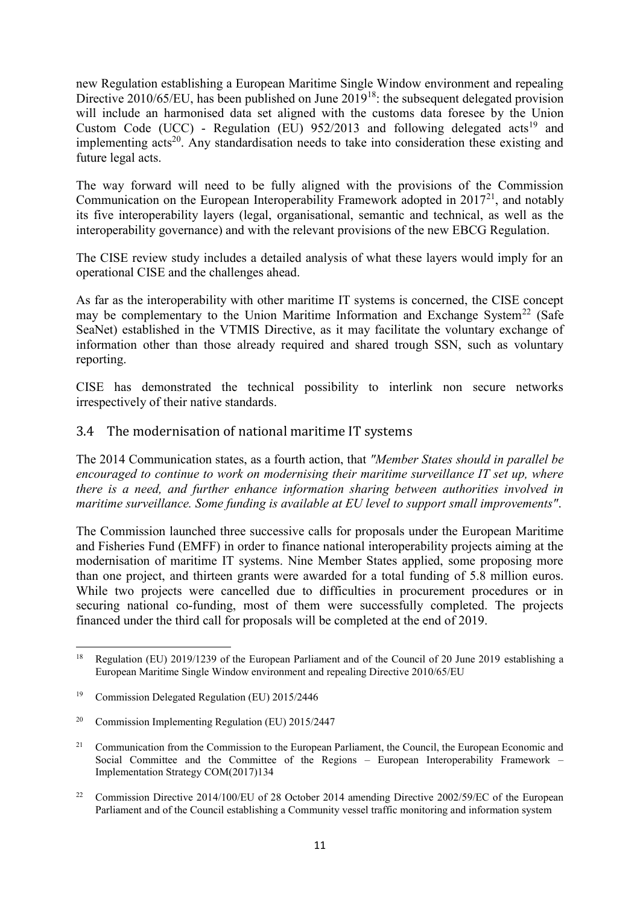new Regulation establishing a European Maritime Single Window environment and repealing Directive 2010/65/EU, has been published on June 2019[18]: the subsequent delegated provision will include an harmonised data set aligned with the customs data foresee by the Union Custom Code (UCC) - Regulation (EU) 952/2013 and following delegated acts[19] and implementing acts[20]. Any standardisation needs to take into consideration these existing and future legal acts.

The way forward will need to be fully aligned with the provisions of the Commission Communication on the European Interoperability Framework adopted in 2017[21], and notably its five interoperability layers (legal, organisational, semantic and technical, as well as the interoperability governance) and with the relevant provisions of the new EBCG Regulation.

The CISE review study includes a detailed analysis of what these layers would imply for an operational CISE and the challenges ahead.

As far as the interoperability with other maritime IT systems is concerned, the CISE concept may be complementary to the Union Maritime Information and Exchange System[22] (Safe SeaNet) established in the VTMIS Directive, as it may facilitate the voluntary exchange of information other than those already required and shared trough SSN, such as voluntary reporting.

CISE has demonstrated the technical possibility to interlink non secure networks irrespectively of their native standards.

## 3.4 The modernisation of national maritime IT systems

The 2014 Communication states, as a fourth action, that *"Member States should in parallel be encouraged to continue to work on modernising their maritime surveillance IT set up, where there is a need, and further enhance information sharing between authorities involved in maritime surveillance. Some funding is available at EU level to support small improvements"*.

The Commission launched three successive calls for proposals under the European Maritime and Fisheries Fund (EMFF) in order to finance national interoperability projects aiming at the modernisation of maritime IT systems. Nine Member States applied, some proposing more than one project, and thirteen grants were awarded for a total funding of 5.8 million euros. While two projects were cancelled due to difficulties in procurement procedures or in securing national co-funding, most of them were successfully completed. The projects financed under the third call for proposals will be completed at the end of 2019.

---

[18] Regulation (EU) 2019/1239 of the European Parliament and of the Council of 20 June 2019 establishing a European Maritime Single Window environment and repealing Directive 2010/65/EU

[19] Commission Delegated Regulation (EU) 2015/2446

[20] Commission Implementing Regulation (EU) 2015/2447

[21] Communication from the Commission to the European Parliament, the Council, the European Economic and Social Committee and the Committee of the Regions – European Interoperability Framework – Implementation Strategy COM(2017)134

[22] Commission Directive 2014/100/EU of 28 October 2014 amending Directive 2002/59/EC of the European Parliament and of the Council establishing a Community vessel traffic monitoring and information system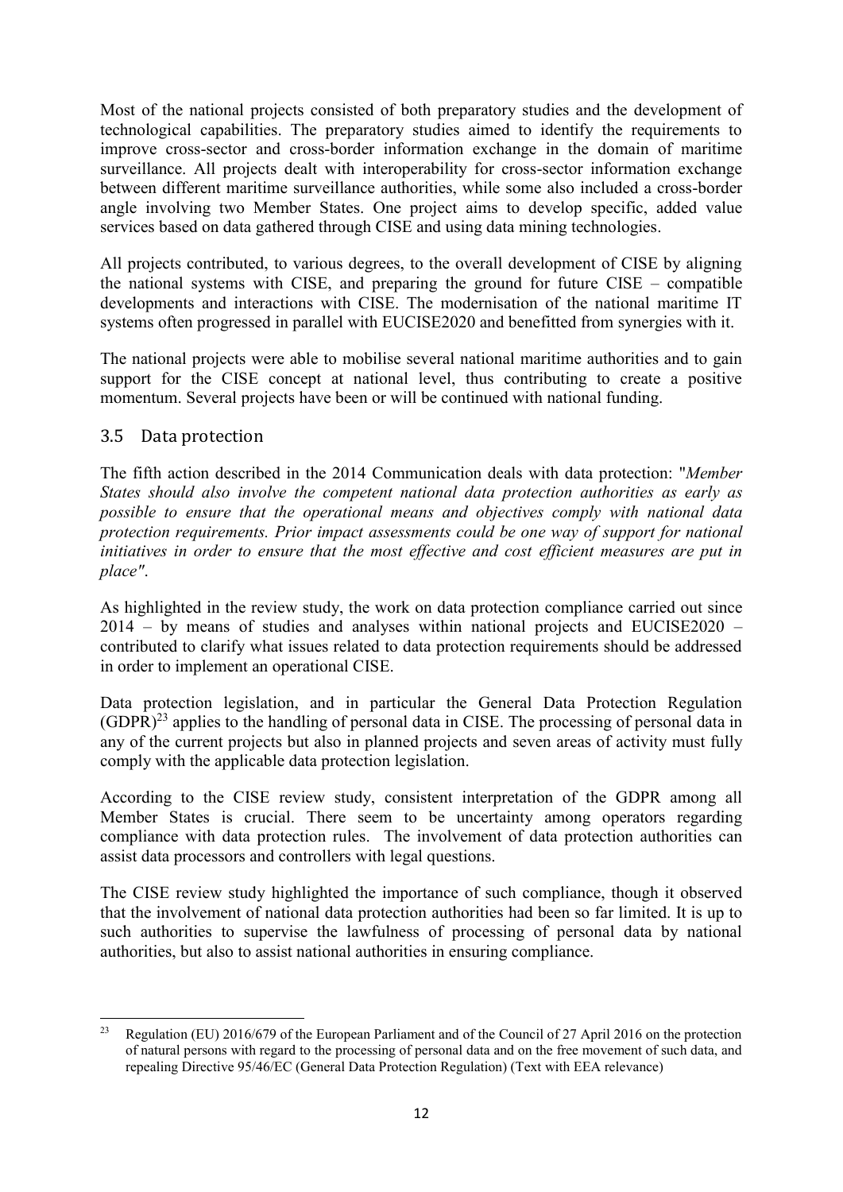Most of the national projects consisted of both preparatory studies and the development of technological capabilities. The preparatory studies aimed to identify the requirements to improve cross-sector and cross-border information exchange in the domain of maritime surveillance. All projects dealt with interoperability for cross-sector information exchange between different maritime surveillance authorities, while some also included a cross-border angle involving two Member States. One project aims to develop specific, added value services based on data gathered through CISE and using data mining technologies.

All projects contributed, to various degrees, to the overall development of CISE by aligning the national systems with CISE, and preparing the ground for future CISE – compatible developments and interactions with CISE. The modernisation of the national maritime IT systems often progressed in parallel with EUCISE2020 and benefitted from synergies with it.

The national projects were able to mobilise several national maritime authorities and to gain support for the CISE concept at national level, thus contributing to create a positive momentum. Several projects have been or will be continued with national funding.

## 3.5 Data protection

The fifth action described in the 2014 Communication deals with data protection: "*Member States should also involve the competent national data protection authorities as early as possible to ensure that the operational means and objectives comply with national data protection requirements. Prior impact assessments could be one way of support for national initiatives in order to ensure that the most effective and cost efficient measures are put in place"*.

As highlighted in the review study, the work on data protection compliance carried out since 2014 – by means of studies and analyses within national projects and EUCISE2020 – contributed to clarify what issues related to data protection requirements should be addressed in order to implement an operational CISE.

Data protection legislation, and in particular the General Data Protection Regulation (GDPR)[23] applies to the handling of personal data in CISE. The processing of personal data in any of the current projects but also in planned projects and seven areas of activity must fully comply with the applicable data protection legislation.

According to the CISE review study, consistent interpretation of the GDPR among all Member States is crucial. There seem to be uncertainty among operators regarding compliance with data protection rules. The involvement of data protection authorities can assist data processors and controllers with legal questions.

The CISE review study highlighted the importance of such compliance, though it observed that the involvement of national data protection authorities had been so far limited. It is up to such authorities to supervise the lawfulness of processing of personal data by national authorities, but also to assist national authorities in ensuring compliance.

---

[23] Regulation (EU) 2016/679 of the European Parliament and of the Council of 27 April 2016 on the protection of natural persons with regard to the processing of personal data and on the free movement of such data, and repealing Directive 95/46/EC (General Data Protection Regulation) (Text with EEA relevance)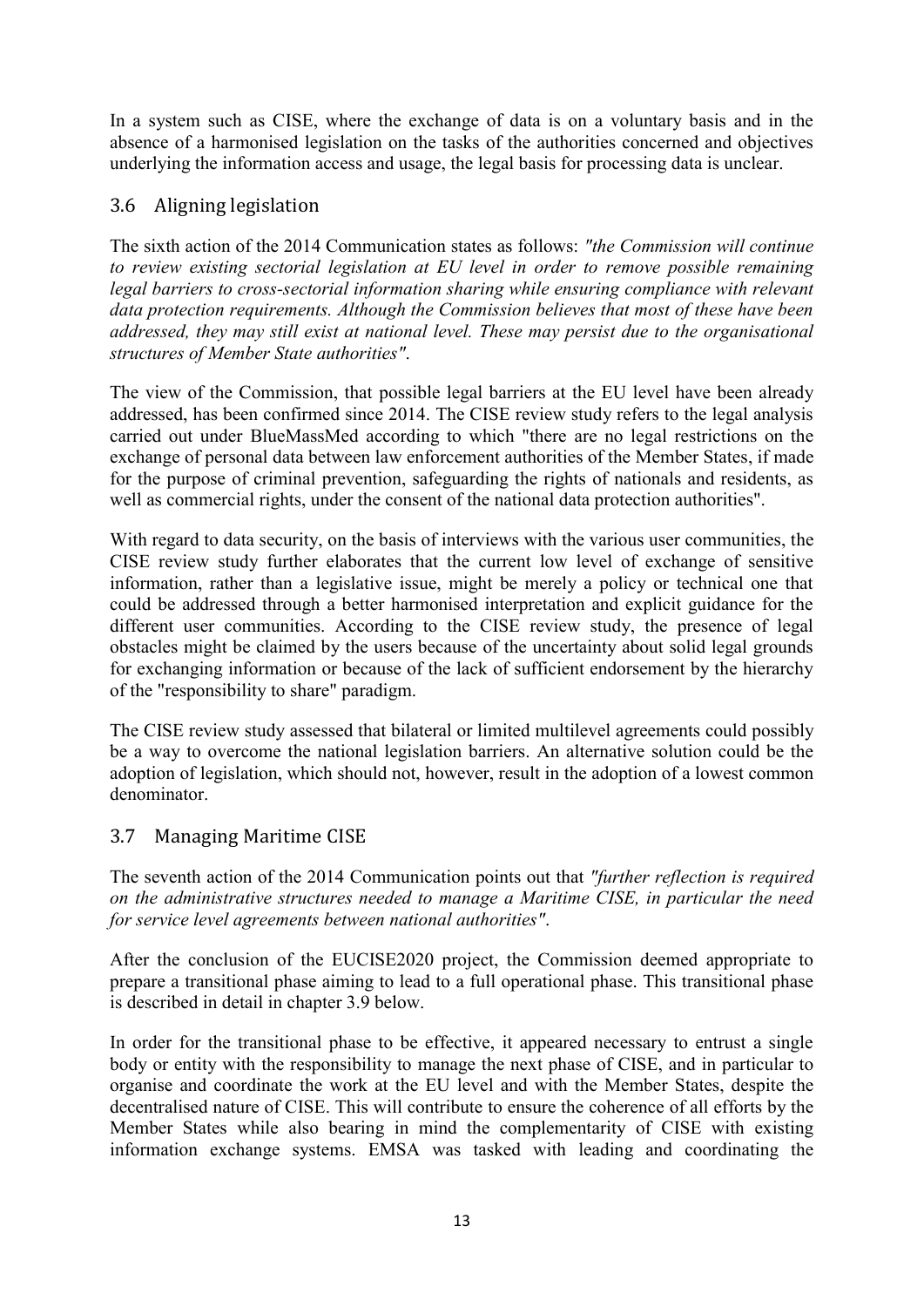In a system such as CISE, where the exchange of data is on a voluntary basis and in the absence of a harmonised legislation on the tasks of the authorities concerned and objectives underlying the information access and usage, the legal basis for processing data is unclear.

## 3.6 Aligning legislation

The sixth action of the 2014 Communication states as follows: *"the Commission will continue to review existing sectorial legislation at EU level in order to remove possible remaining legal barriers to cross-sectorial information sharing while ensuring compliance with relevant data protection requirements. Although the Commission believes that most of these have been addressed, they may still exist at national level. These may persist due to the organisational structures of Member State authorities"*.

The view of the Commission, that possible legal barriers at the EU level have been already addressed, has been confirmed since 2014. The CISE review study refers to the legal analysis carried out under BlueMassMed according to which "there are no legal restrictions on the exchange of personal data between law enforcement authorities of the Member States, if made for the purpose of criminal prevention, safeguarding the rights of nationals and residents, as well as commercial rights, under the consent of the national data protection authorities".

With regard to data security, on the basis of interviews with the various user communities, the CISE review study further elaborates that the current low level of exchange of sensitive information, rather than a legislative issue, might be merely a policy or technical one that could be addressed through a better harmonised interpretation and explicit guidance for the different user communities. According to the CISE review study, the presence of legal obstacles might be claimed by the users because of the uncertainty about solid legal grounds for exchanging information or because of the lack of sufficient endorsement by the hierarchy of the "responsibility to share" paradigm.

The CISE review study assessed that bilateral or limited multilevel agreements could possibly be a way to overcome the national legislation barriers. An alternative solution could be the adoption of legislation, which should not, however, result in the adoption of a lowest common denominator.

## 3.7 Managing Maritime CISE

The seventh action of the 2014 Communication points out that *"further reflection is required on the administrative structures needed to manage a Maritime CISE, in particular the need for service level agreements between national authorities"*.

After the conclusion of the EUCISE2020 project, the Commission deemed appropriate to prepare a transitional phase aiming to lead to a full operational phase. This transitional phase is described in detail in chapter 3.9 below.

In order for the transitional phase to be effective, it appeared necessary to entrust a single body or entity with the responsibility to manage the next phase of CISE, and in particular to organise and coordinate the work at the EU level and with the Member States, despite the decentralised nature of CISE. This will contribute to ensure the coherence of all efforts by the Member States while also bearing in mind the complementarity of CISE with existing information exchange systems. EMSA was tasked with leading and coordinating the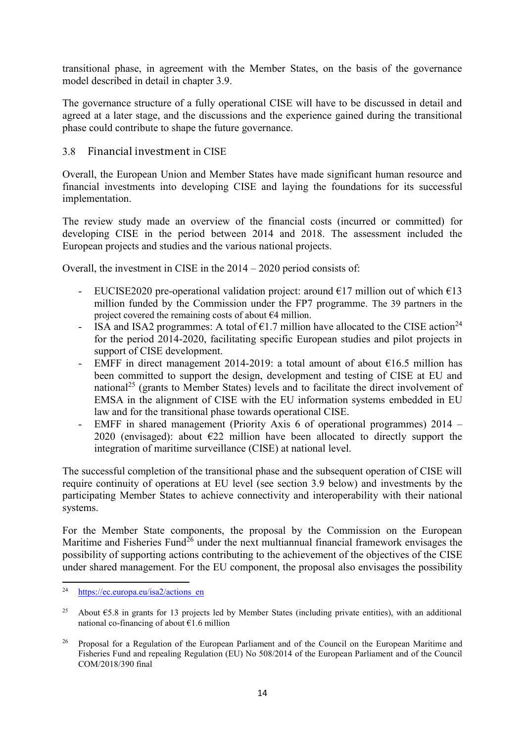transitional phase, in agreement with the Member States, on the basis of the governance model described in detail in chapter 3.9.

The governance structure of a fully operational CISE will have to be discussed in detail and agreed at a later stage, and the discussions and the experience gained during the transitional phase could contribute to shape the future governance.

### 3.8 Financial investment in CISE

Overall, the European Union and Member States have made significant human resource and financial investments into developing CISE and laying the foundations for its successful implementation.

The review study made an overview of the financial costs (incurred or committed) for developing CISE in the period between 2014 and 2018. The assessment included the European projects and studies and the various national projects.

Overall, the investment in CISE in the 2014 – 2020 period consists of:

- EUCISE2020 pre-operational validation project: around €17 million out of which €13 million funded by the Commission under the FP7 programme. The 39 partners in the project covered the remaining costs of about €4 million.
- ISA and ISA2 programmes: A total of €1.7 million have allocated to the CISE action[24] for the period 2014-2020, facilitating specific European studies and pilot projects in support of CISE development.
- EMFF in direct management 2014-2019: a total amount of about €16.5 million has been committed to support the design, development and testing of CISE at EU and national[25] (grants to Member States) levels and to facilitate the direct involvement of EMSA in the alignment of CISE with the EU information systems embedded in EU law and for the transitional phase towards operational CISE.
- EMFF in shared management (Priority Axis 6 of operational programmes) 2014 – 2020 (envisaged): about €22 million have been allocated to directly support the integration of maritime surveillance (CISE) at national level.

The successful completion of the transitional phase and the subsequent operation of CISE will require continuity of operations at EU level (see section 3.9 below) and investments by the participating Member States to achieve connectivity and interoperability with their national systems.

For the Member State components, the proposal by the Commission on the European Maritime and Fisheries Fund[26] under the next multiannual financial framework envisages the possibility of supporting actions contributing to the achievement of the objectives of the CISE under shared management. For the EU component, the proposal also envisages the possibility

---

[24] https://ec.europa.eu/isa2/actions_en

[25] About €5.8 in grants for 13 projects led by Member States (including private entities), with an additional national co-financing of about €1.6 million

[26] Proposal for a Regulation of the European Parliament and of the Council on the European Maritime and Fisheries Fund and repealing Regulation (EU) No 508/2014 of the European Parliament and of the Council COM/2018/390 final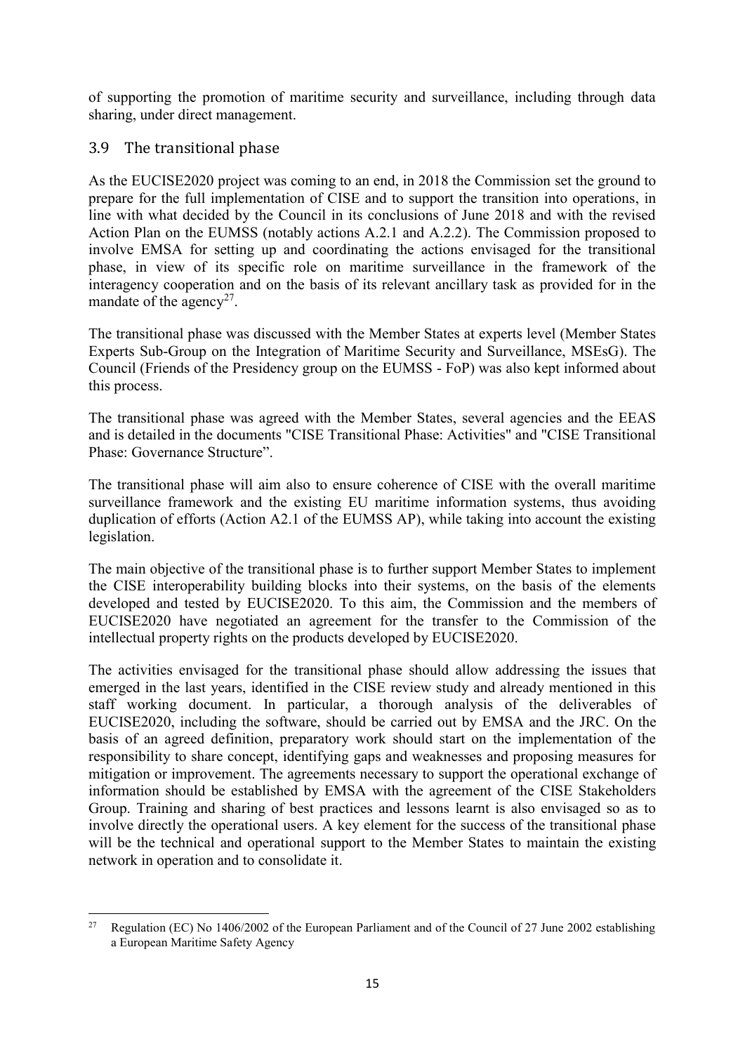of supporting the promotion of maritime security and surveillance, including through data sharing, under direct management.

## 3.9 The transitional phase

As the EUCISE2020 project was coming to an end, in 2018 the Commission set the ground to prepare for the full implementation of CISE and to support the transition into operations, in line with what decided by the Council in its conclusions of June 2018 and with the revised Action Plan on the EUMSS (notably actions A.2.1 and A.2.2). The Commission proposed to involve EMSA for setting up and coordinating the actions envisaged for the transitional phase, in view of its specific role on maritime surveillance in the framework of the interagency cooperation and on the basis of its relevant ancillary task as provided for in the mandate of the agency[27].

The transitional phase was discussed with the Member States at experts level (Member States Experts Sub-Group on the Integration of Maritime Security and Surveillance, MSEsG). The Council (Friends of the Presidency group on the EUMSS - FoP) was also kept informed about this process.

The transitional phase was agreed with the Member States, several agencies and the EEAS and is detailed in the documents "CISE Transitional Phase: Activities" and "CISE Transitional Phase: Governance Structure".

The transitional phase will aim also to ensure coherence of CISE with the overall maritime surveillance framework and the existing EU maritime information systems, thus avoiding duplication of efforts (Action A2.1 of the EUMSS AP), while taking into account the existing legislation.

The main objective of the transitional phase is to further support Member States to implement the CISE interoperability building blocks into their systems, on the basis of the elements developed and tested by EUCISE2020. To this aim, the Commission and the members of EUCISE2020 have negotiated an agreement for the transfer to the Commission of the intellectual property rights on the products developed by EUCISE2020.

The activities envisaged for the transitional phase should allow addressing the issues that emerged in the last years, identified in the CISE review study and already mentioned in this staff working document. In particular, a thorough analysis of the deliverables of EUCISE2020, including the software, should be carried out by EMSA and the JRC. On the basis of an agreed definition, preparatory work should start on the implementation of the responsibility to share concept, identifying gaps and weaknesses and proposing measures for mitigation or improvement. The agreements necessary to support the operational exchange of information should be established by EMSA with the agreement of the CISE Stakeholders Group. Training and sharing of best practices and lessons learnt is also envisaged so as to involve directly the operational users. A key element for the success of the transitional phase will be the technical and operational support to the Member States to maintain the existing network in operation and to consolidate it.

---

[27] Regulation (EC) No 1406/2002 of the European Parliament and of the Council of 27 June 2002 establishing a European Maritime Safety Agency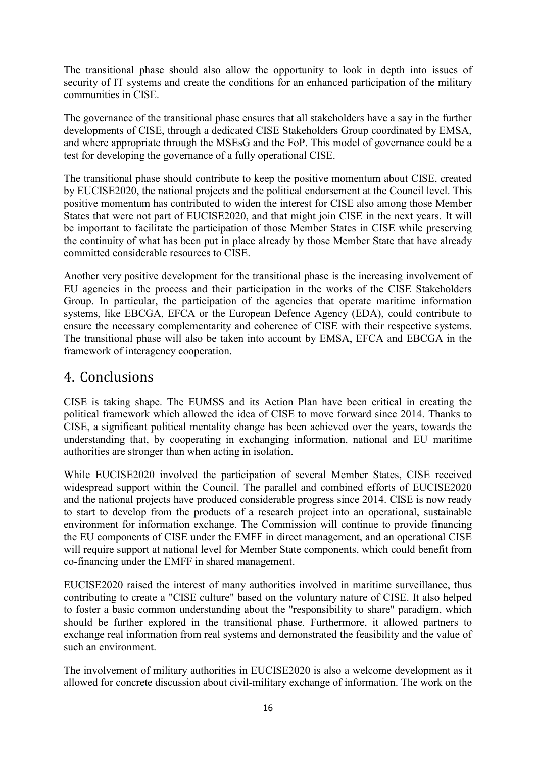The transitional phase should also allow the opportunity to look in depth into issues of security of IT systems and create the conditions for an enhanced participation of the military communities in CISE.

The governance of the transitional phase ensures that all stakeholders have a say in the further developments of CISE, through a dedicated CISE Stakeholders Group coordinated by EMSA, and where appropriate through the MSEsG and the FoP. This model of governance could be a test for developing the governance of a fully operational CISE.

The transitional phase should contribute to keep the positive momentum about CISE, created by EUCISE2020, the national projects and the political endorsement at the Council level. This positive momentum has contributed to widen the interest for CISE also among those Member States that were not part of EUCISE2020, and that might join CISE in the next years. It will be important to facilitate the participation of those Member States in CISE while preserving the continuity of what has been put in place already by those Member State that have already committed considerable resources to CISE.

Another very positive development for the transitional phase is the increasing involvement of EU agencies in the process and their participation in the works of the CISE Stakeholders Group. In particular, the participation of the agencies that operate maritime information systems, like EBCGA, EFCA or the European Defence Agency (EDA), could contribute to ensure the necessary complementarity and coherence of CISE with their respective systems. The transitional phase will also be taken into account by EMSA, EFCA and EBCGA in the framework of interagency cooperation.

# 4. Conclusions

CISE is taking shape. The EUMSS and its Action Plan have been critical in creating the political framework which allowed the idea of CISE to move forward since 2014. Thanks to CISE, a significant political mentality change has been achieved over the years, towards the understanding that, by cooperating in exchanging information, national and EU maritime authorities are stronger than when acting in isolation.

While EUCISE2020 involved the participation of several Member States, CISE received widespread support within the Council. The parallel and combined efforts of EUCISE2020 and the national projects have produced considerable progress since 2014. CISE is now ready to start to develop from the products of a research project into an operational, sustainable environment for information exchange. The Commission will continue to provide financing the EU components of CISE under the EMFF in direct management, and an operational CISE will require support at national level for Member State components, which could benefit from co-financing under the EMFF in shared management.

EUCISE2020 raised the interest of many authorities involved in maritime surveillance, thus contributing to create a "CISE culture" based on the voluntary nature of CISE. It also helped to foster a basic common understanding about the "responsibility to share" paradigm, which should be further explored in the transitional phase. Furthermore, it allowed partners to exchange real information from real systems and demonstrated the feasibility and the value of such an environment.

The involvement of military authorities in EUCISE2020 is also a welcome development as it allowed for concrete discussion about civil-military exchange of information. The work on the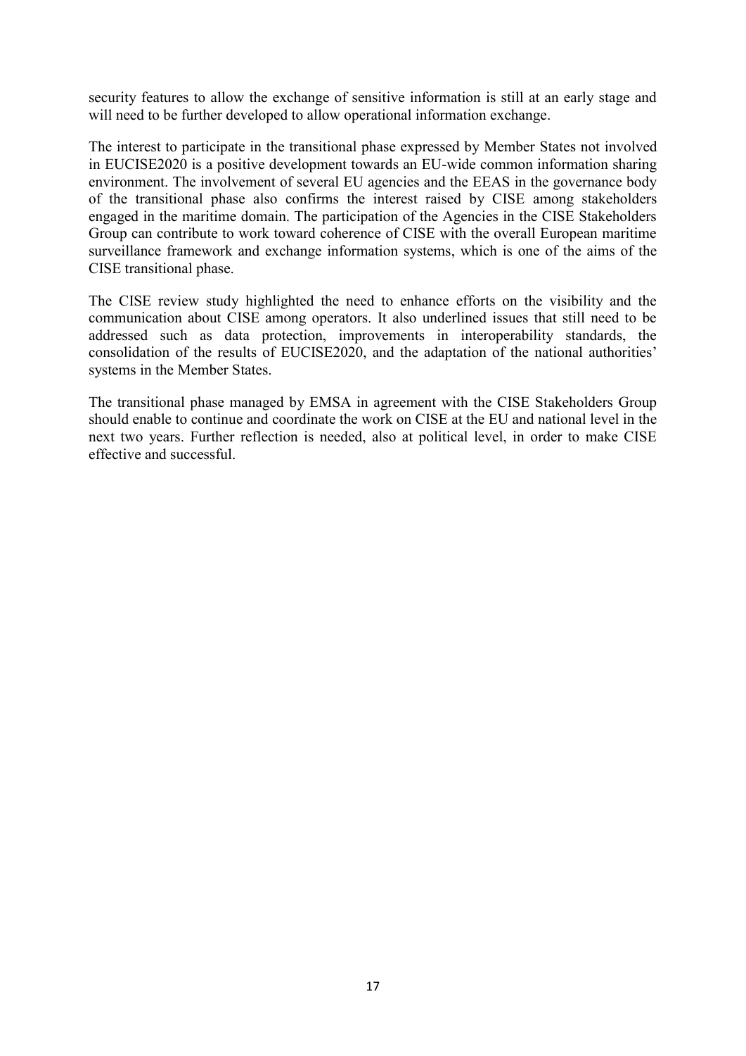security features to allow the exchange of sensitive information is still at an early stage and will need to be further developed to allow operational information exchange.

The interest to participate in the transitional phase expressed by Member States not involved in EUCISE2020 is a positive development towards an EU-wide common information sharing environment. The involvement of several EU agencies and the EEAS in the governance body of the transitional phase also confirms the interest raised by CISE among stakeholders engaged in the maritime domain. The participation of the Agencies in the CISE Stakeholders Group can contribute to work toward coherence of CISE with the overall European maritime surveillance framework and exchange information systems, which is one of the aims of the CISE transitional phase.

The CISE review study highlighted the need to enhance efforts on the visibility and the communication about CISE among operators. It also underlined issues that still need to be addressed such as data protection, improvements in interoperability standards, the consolidation of the results of EUCISE2020, and the adaptation of the national authorities' systems in the Member States.

The transitional phase managed by EMSA in agreement with the CISE Stakeholders Group should enable to continue and coordinate the work on CISE at the EU and national level in the next two years. Further reflection is needed, also at political level, in order to make CISE effective and successful.